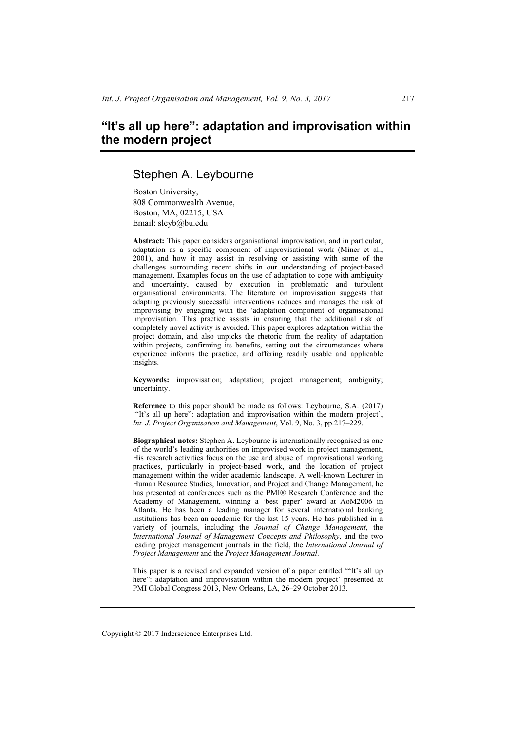# "It's all up here": adaptation and improvisation within the modern project

## Stephen A. Leybourne

Boston University,
808 Commonwealth Avenue,
Boston, MA, 02215, USA
Email: sleyb@bu.edu

**Abstract:** This paper considers organisational improvisation, and in particular, adaptation as a specific component of improvisational work (Miner et al., 2001), and how it may assist in resolving or assisting with some of the challenges surrounding recent shifts in our understanding of project-based management. Examples focus on the use of adaptation to cope with ambiguity and uncertainty, caused by execution in problematic and turbulent organisational environments. The literature on improvisation suggests that adapting previously successful interventions reduces and manages the risk of improvising by engaging with the 'adaptation component of organisational improvisation. This practice assists in ensuring that the additional risk of completely novel activity is avoided. This paper explores adaptation within the project domain, and also unpicks the rhetoric from the reality of adaptation within projects, confirming its benefits, setting out the circumstances where experience informs the practice, and offering readily usable and applicable insights.

**Keywords:** improvisation; adaptation; project management; ambiguity; uncertainty.

**Reference** to this paper should be made as follows: Leybourne, S.A. (2017) '"It's all up here": adaptation and improvisation within the modern project', *Int. J. Project Organisation and Management*, Vol. 9, No. 3, pp.217–229.

**Biographical notes:** Stephen A. Leybourne is internationally recognised as one of the world's leading authorities on improvised work in project management, His research activities focus on the use and abuse of improvisational working practices, particularly in project-based work, and the location of project management within the wider academic landscape. A well-known Lecturer in Human Resource Studies, Innovation, and Project and Change Management, he has presented at conferences such as the PMI® Research Conference and the Academy of Management, winning a 'best paper' award at AoM2006 in Atlanta. He has been a leading manager for several international banking institutions has been an academic for the last 15 years. He has published in a variety of journals, including the *Journal of Change Management*, the *International Journal of Management Concepts and Philosophy*, and the two leading project management journals in the field, the *International Journal of Project Management* and the *Project Management Journal*.

This paper is a revised and expanded version of a paper entitled '"It's all up here": adaptation and improvisation within the modern project' presented at PMI Global Congress 2013, New Orleans, LA, 26–29 October 2013.

Copyright © 2017 Inderscience Enterprises Ltd.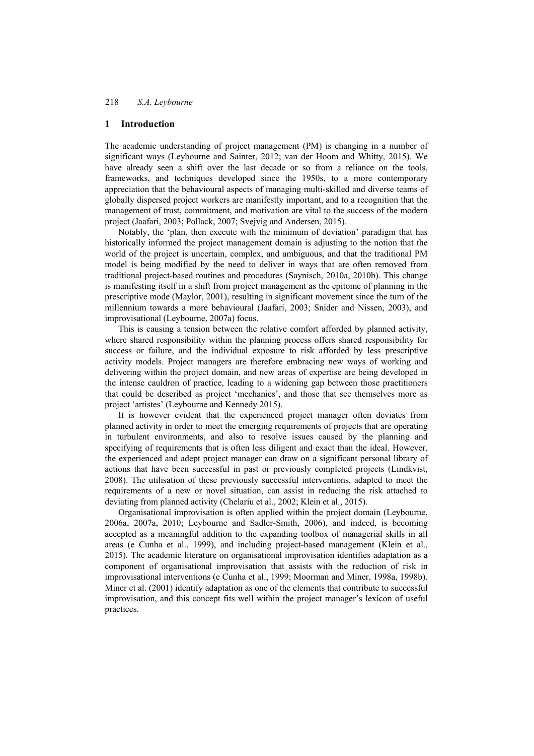## 1 Introduction

The academic understanding of project management (PM) is changing in a number of significant ways (Leybourne and Sainter, 2012; van der Hoom and Whitty, 2015). We have already seen a shift over the last decade or so from a reliance on the tools, frameworks, and techniques developed since the 1950s, to a more contemporary appreciation that the behavioural aspects of managing multi-skilled and diverse teams of globally dispersed project workers are manifestly important, and to a recognition that the management of trust, commitment, and motivation are vital to the success of the modern project (Jaafari, 2003; Pollack, 2007; Svejvig and Andersen, 2015).

Notably, the 'plan, then execute with the minimum of deviation' paradigm that has historically informed the project management domain is adjusting to the notion that the world of the project is uncertain, complex, and ambiguous, and that the traditional PM model is being modified by the need to deliver in ways that are often removed from traditional project-based routines and procedures (Saynisch, 2010a, 2010b). This change is manifesting itself in a shift from project management as the epitome of planning in the prescriptive mode (Maylor, 2001), resulting in significant movement since the turn of the millennium towards a more behavioural (Jaafari, 2003; Snider and Nissen, 2003), and improvisational (Leybourne, 2007a) focus.

This is causing a tension between the relative comfort afforded by planned activity, where shared responsibility within the planning process offers shared responsibility for success or failure, and the individual exposure to risk afforded by less prescriptive activity models. Project managers are therefore embracing new ways of working and delivering within the project domain, and new areas of expertise are being developed in the intense cauldron of practice, leading to a widening gap between those practitioners that could be described as project 'mechanics', and those that see themselves more as project 'artistes' (Leybourne and Kennedy 2015).

It is however evident that the experienced project manager often deviates from planned activity in order to meet the emerging requirements of projects that are operating in turbulent environments, and also to resolve issues caused by the planning and specifying of requirements that is often less diligent and exact than the ideal. However, the experienced and adept project manager can draw on a significant personal library of actions that have been successful in past or previously completed projects (Lindkvist, 2008). The utilisation of these previously successful interventions, adapted to meet the requirements of a new or novel situation, can assist in reducing the risk attached to deviating from planned activity (Chelariu et al., 2002; Klein et al., 2015).

Organisational improvisation is often applied within the project domain (Leybourne, 2006a, 2007a, 2010; Leybourne and Sadler-Smith, 2006), and indeed, is becoming accepted as a meaningful addition to the expanding toolbox of managerial skills in all areas (e Cunha et al., 1999), and including project-based management (Klein et al., 2015). The academic literature on organisational improvisation identifies adaptation as a component of organisational improvisation that assists with the reduction of risk in improvisational interventions (e Cunha et al., 1999; Moorman and Miner, 1998a, 1998b). Miner et al. (2001) identify adaptation as one of the elements that contribute to successful improvisation, and this concept fits well within the project manager's lexicon of useful practices.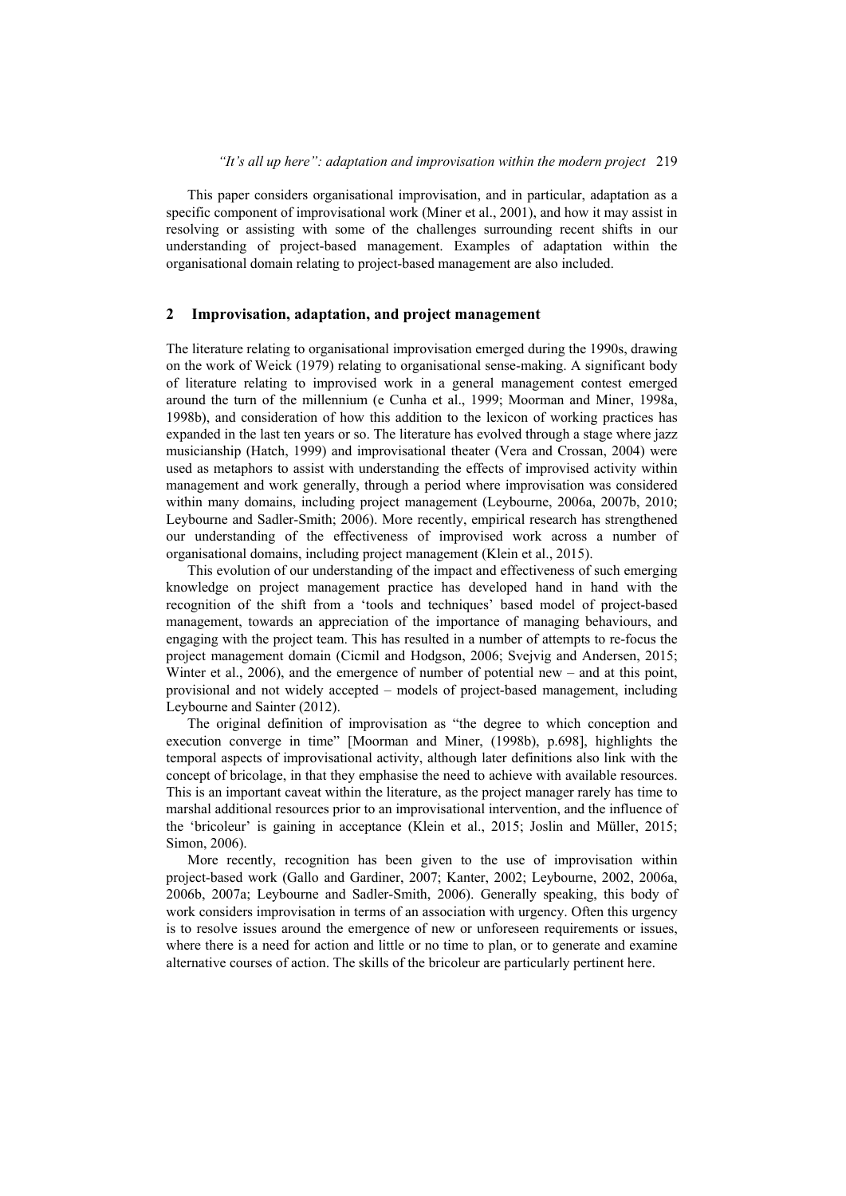This paper considers organisational improvisation, and in particular, adaptation as a specific component of improvisational work (Miner et al., 2001), and how it may assist in resolving or assisting with some of the challenges surrounding recent shifts in our understanding of project-based management. Examples of adaptation within the organisational domain relating to project-based management are also included.

## 2 Improvisation, adaptation, and project management

The literature relating to organisational improvisation emerged during the 1990s, drawing on the work of Weick (1979) relating to organisational sense-making. A significant body of literature relating to improvised work in a general management contest emerged around the turn of the millennium (e Cunha et al., 1999; Moorman and Miner, 1998a, 1998b), and consideration of how this addition to the lexicon of working practices has expanded in the last ten years or so. The literature has evolved through a stage where jazz musicianship (Hatch, 1999) and improvisational theater (Vera and Crossan, 2004) were used as metaphors to assist with understanding the effects of improvised activity within management and work generally, through a period where improvisation was considered within many domains, including project management (Leybourne, 2006a, 2007b, 2010; Leybourne and Sadler-Smith; 2006). More recently, empirical research has strengthened our understanding of the effectiveness of improvised work across a number of organisational domains, including project management (Klein et al., 2015).

This evolution of our understanding of the impact and effectiveness of such emerging knowledge on project management practice has developed hand in hand with the recognition of the shift from a 'tools and techniques' based model of project-based management, towards an appreciation of the importance of managing behaviours, and engaging with the project team. This has resulted in a number of attempts to re-focus the project management domain (Cicmil and Hodgson, 2006; Svejvig and Andersen, 2015; Winter et al., 2006), and the emergence of number of potential new – and at this point, provisional and not widely accepted – models of project-based management, including Leybourne and Sainter (2012).

The original definition of improvisation as "the degree to which conception and execution converge in time" [Moorman and Miner, (1998b), p.698], highlights the temporal aspects of improvisational activity, although later definitions also link with the concept of bricolage, in that they emphasise the need to achieve with available resources. This is an important caveat within the literature, as the project manager rarely has time to marshal additional resources prior to an improvisational intervention, and the influence of the 'bricoleur' is gaining in acceptance (Klein et al., 2015; Joslin and Müller, 2015; Simon, 2006).

More recently, recognition has been given to the use of improvisation within project-based work (Gallo and Gardiner, 2007; Kanter, 2002; Leybourne, 2002, 2006a, 2006b, 2007a; Leybourne and Sadler-Smith, 2006). Generally speaking, this body of work considers improvisation in terms of an association with urgency. Often this urgency is to resolve issues around the emergence of new or unforeseen requirements or issues, where there is a need for action and little or no time to plan, or to generate and examine alternative courses of action. The skills of the bricoleur are particularly pertinent here.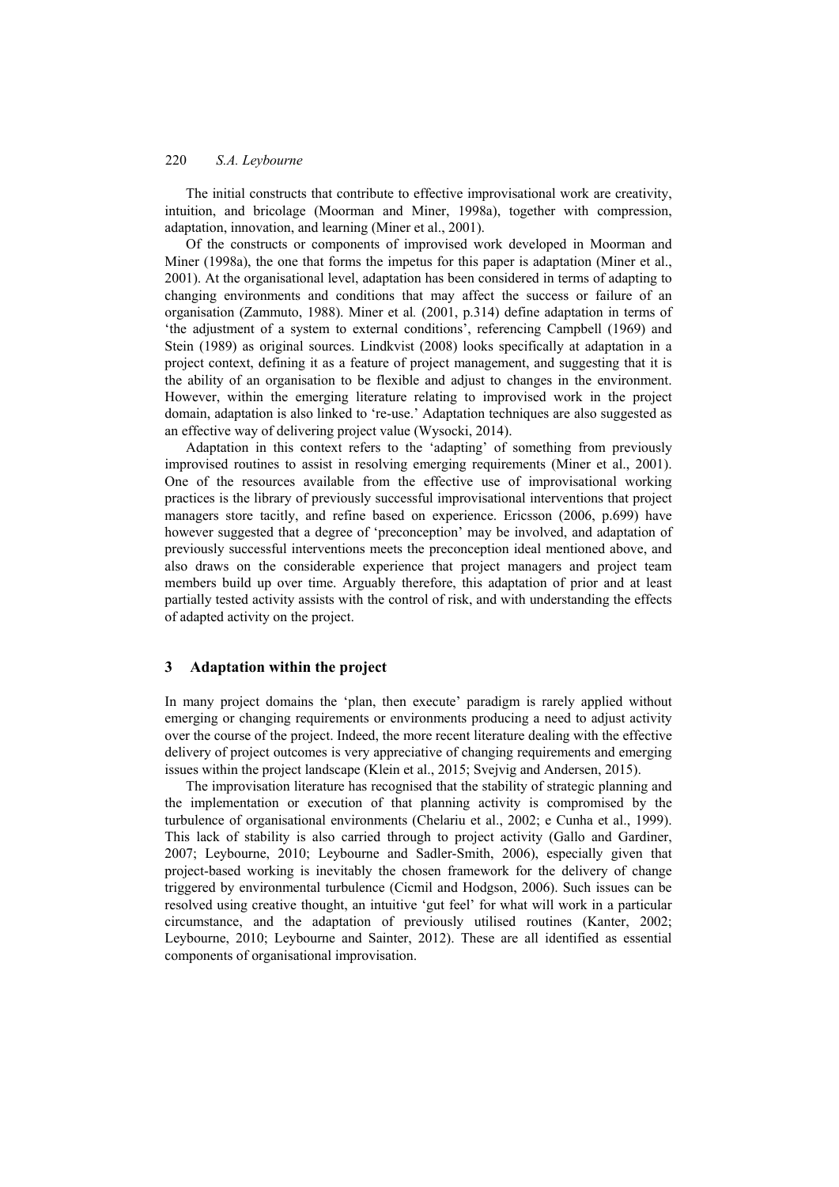The initial constructs that contribute to effective improvisational work are creativity, intuition, and bricolage (Moorman and Miner, 1998a), together with compression, adaptation, innovation, and learning (Miner et al., 2001).

Of the constructs or components of improvised work developed in Moorman and Miner (1998a), the one that forms the impetus for this paper is adaptation (Miner et al., 2001). At the organisational level, adaptation has been considered in terms of adapting to changing environments and conditions that may affect the success or failure of an organisation (Zammuto, 1988). Miner et al. (2001, p.314) define adaptation in terms of 'the adjustment of a system to external conditions', referencing Campbell (1969) and Stein (1989) as original sources. Lindkvist (2008) looks specifically at adaptation in a project context, defining it as a feature of project management, and suggesting that it is the ability of an organisation to be flexible and adjust to changes in the environment. However, within the emerging literature relating to improvised work in the project domain, adaptation is also linked to 're-use.' Adaptation techniques are also suggested as an effective way of delivering project value (Wysocki, 2014).

Adaptation in this context refers to the 'adapting' of something from previously improvised routines to assist in resolving emerging requirements (Miner et al., 2001). One of the resources available from the effective use of improvisational working practices is the library of previously successful improvisational interventions that project managers store tacitly, and refine based on experience. Ericsson (2006, p.699) have however suggested that a degree of 'preconception' may be involved, and adaptation of previously successful interventions meets the preconception ideal mentioned above, and also draws on the considerable experience that project managers and project team members build up over time. Arguably therefore, this adaptation of prior and at least partially tested activity assists with the control of risk, and with understanding the effects of adapted activity on the project.

## 3 Adaptation within the project

In many project domains the 'plan, then execute' paradigm is rarely applied without emerging or changing requirements or environments producing a need to adjust activity over the course of the project. Indeed, the more recent literature dealing with the effective delivery of project outcomes is very appreciative of changing requirements and emerging issues within the project landscape (Klein et al., 2015; Svejvig and Andersen, 2015).

The improvisation literature has recognised that the stability of strategic planning and the implementation or execution of that planning activity is compromised by the turbulence of organisational environments (Chelariu et al., 2002; e Cunha et al., 1999). This lack of stability is also carried through to project activity (Gallo and Gardiner, 2007; Leybourne, 2010; Leybourne and Sadler-Smith, 2006), especially given that project-based working is inevitably the chosen framework for the delivery of change triggered by environmental turbulence (Cicmil and Hodgson, 2006). Such issues can be resolved using creative thought, an intuitive 'gut feel' for what will work in a particular circumstance, and the adaptation of previously utilised routines (Kanter, 2002; Leybourne, 2010; Leybourne and Sainter, 2012). These are all identified as essential components of organisational improvisation.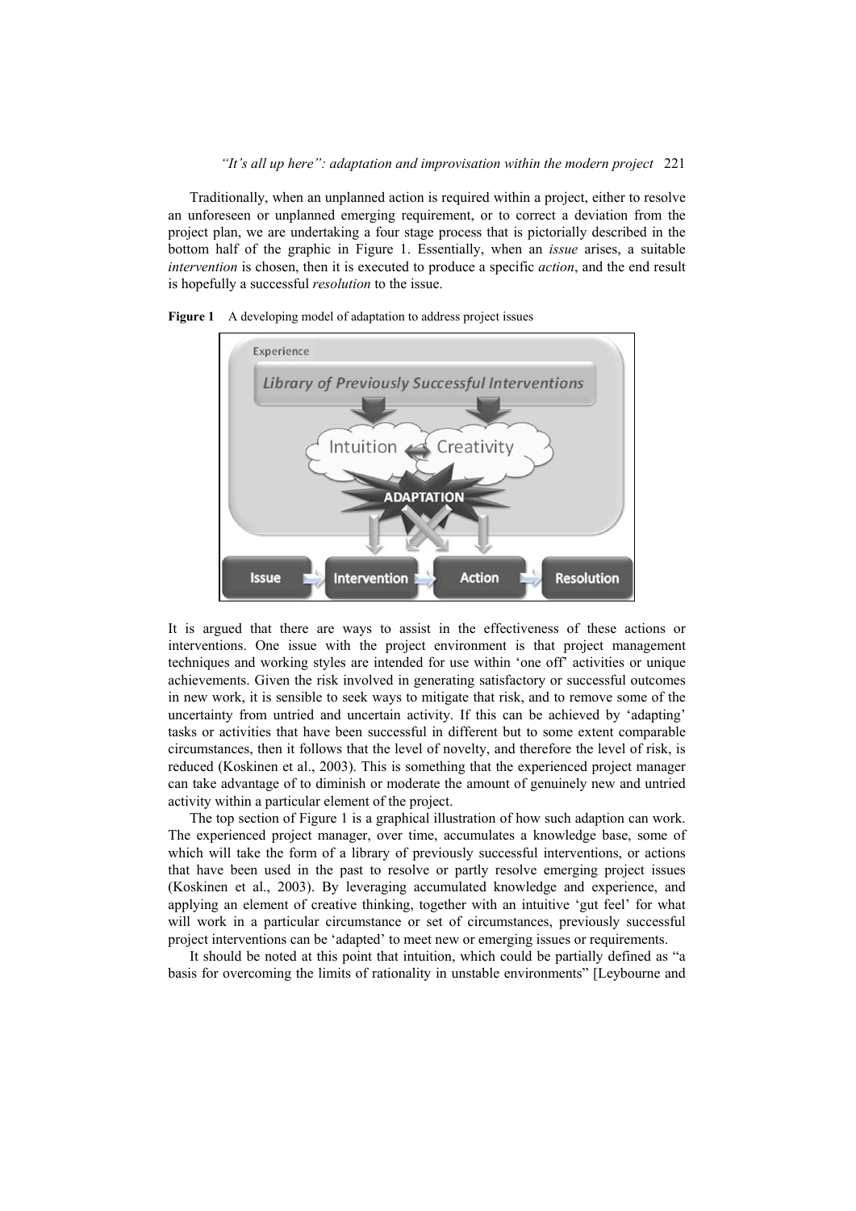Traditionally, when an unplanned action is required within a project, either to resolve an unforeseen or unplanned emerging requirement, or to correct a deviation from the project plan, we are undertaking a four stage process that is pictorially described in the bottom half of the graphic in Figure 1. Essentially, when an *issue* arises, a suitable *intervention* is chosen, then it is executed to produce a specific *action*, and the end result is hopefully a successful *resolution* to the issue.

**Figure 1** A developing model of adaptation to address project issues

It is argued that there are ways to assist in the effectiveness of these actions or interventions. One issue with the project environment is that project management techniques and working styles are intended for use within 'one off' activities or unique achievements. Given the risk involved in generating satisfactory or successful outcomes in new work, it is sensible to seek ways to mitigate that risk, and to remove some of the uncertainty from untried and uncertain activity. If this can be achieved by 'adapting' tasks or activities that have been successful in different but to some extent comparable circumstances, then it follows that the level of novelty, and therefore the level of risk, is reduced (Koskinen et al., 2003). This is something that the experienced project manager can take advantage of to diminish or moderate the amount of genuinely new and untried activity within a particular element of the project.

The top section of Figure 1 is a graphical illustration of how such adaption can work. The experienced project manager, over time, accumulates a knowledge base, some of which will take the form of a library of previously successful interventions, or actions that have been used in the past to resolve or partly resolve emerging project issues (Koskinen et al., 2003). By leveraging accumulated knowledge and experience, and applying an element of creative thinking, together with an intuitive 'gut feel' for what will work in a particular circumstance or set of circumstances, previously successful project interventions can be 'adapted' to meet new or emerging issues or requirements.

It should be noted at this point that intuition, which could be partially defined as "a basis for overcoming the limits of rationality in unstable environments" [Leybourne and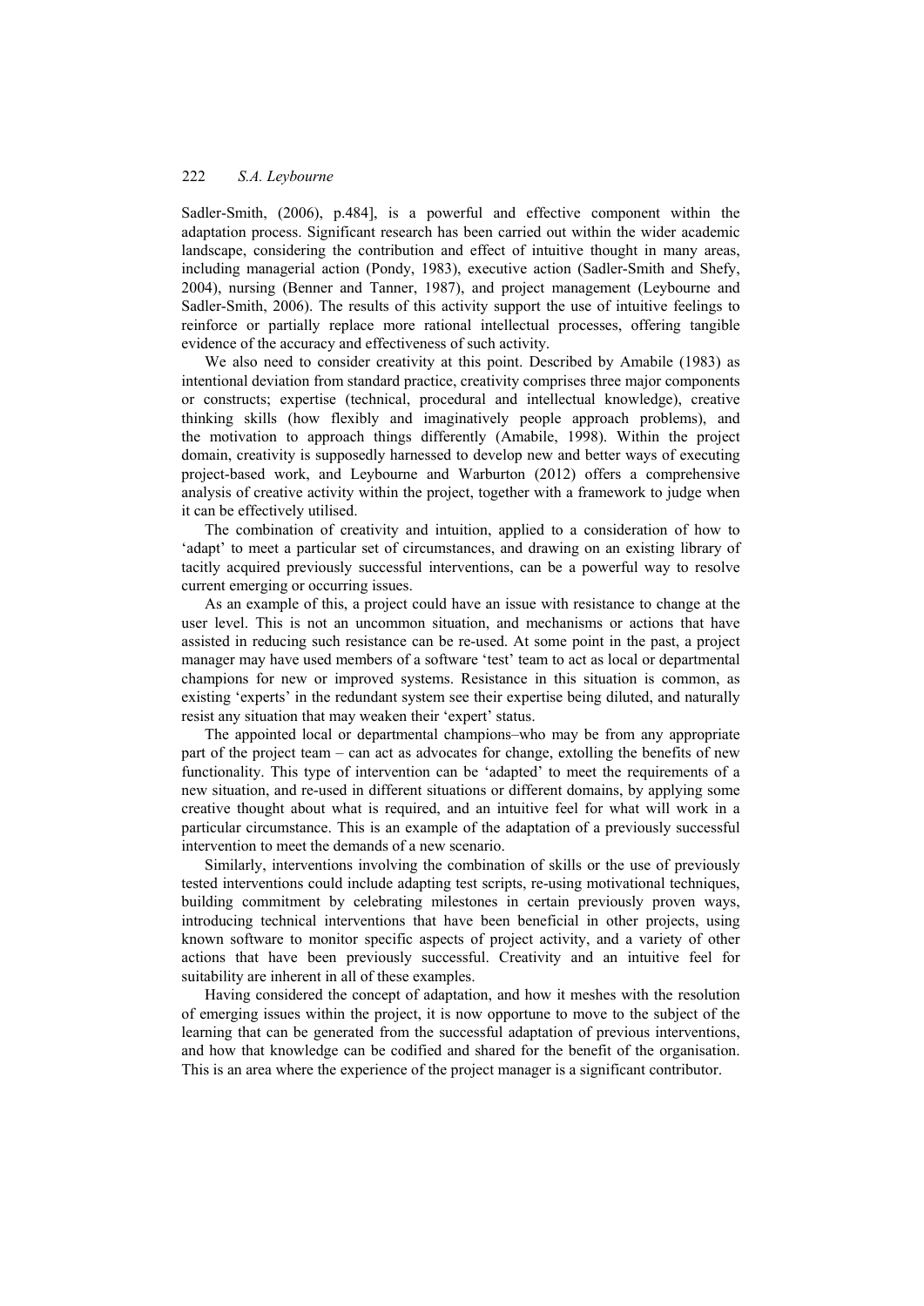Sadler-Smith, (2006), p.484], is a powerful and effective component within the adaptation process. Significant research has been carried out within the wider academic landscape, considering the contribution and effect of intuitive thought in many areas, including managerial action (Pondy, 1983), executive action (Sadler-Smith and Shefy, 2004), nursing (Benner and Tanner, 1987), and project management (Leybourne and Sadler-Smith, 2006). The results of this activity support the use of intuitive feelings to reinforce or partially replace more rational intellectual processes, offering tangible evidence of the accuracy and effectiveness of such activity.

We also need to consider creativity at this point. Described by Amabile (1983) as intentional deviation from standard practice, creativity comprises three major components or constructs; expertise (technical, procedural and intellectual knowledge), creative thinking skills (how flexibly and imaginatively people approach problems), and the motivation to approach things differently (Amabile, 1998). Within the project domain, creativity is supposedly harnessed to develop new and better ways of executing project-based work, and Leybourne and Warburton (2012) offers a comprehensive analysis of creative activity within the project, together with a framework to judge when it can be effectively utilised.

The combination of creativity and intuition, applied to a consideration of how to 'adapt' to meet a particular set of circumstances, and drawing on an existing library of tacitly acquired previously successful interventions, can be a powerful way to resolve current emerging or occurring issues.

As an example of this, a project could have an issue with resistance to change at the user level. This is not an uncommon situation, and mechanisms or actions that have assisted in reducing such resistance can be re-used. At some point in the past, a project manager may have used members of a software 'test' team to act as local or departmental champions for new or improved systems. Resistance in this situation is common, as existing 'experts' in the redundant system see their expertise being diluted, and naturally resist any situation that may weaken their 'expert' status.

The appointed local or departmental champions–who may be from any appropriate part of the project team – can act as advocates for change, extolling the benefits of new functionality. This type of intervention can be 'adapted' to meet the requirements of a new situation, and re-used in different situations or different domains, by applying some creative thought about what is required, and an intuitive feel for what will work in a particular circumstance. This is an example of the adaptation of a previously successful intervention to meet the demands of a new scenario.

Similarly, interventions involving the combination of skills or the use of previously tested interventions could include adapting test scripts, re-using motivational techniques, building commitment by celebrating milestones in certain previously proven ways, introducing technical interventions that have been beneficial in other projects, using known software to monitor specific aspects of project activity, and a variety of other actions that have been previously successful. Creativity and an intuitive feel for suitability are inherent in all of these examples.

Having considered the concept of adaptation, and how it meshes with the resolution of emerging issues within the project, it is now opportune to move to the subject of the learning that can be generated from the successful adaptation of previous interventions, and how that knowledge can be codified and shared for the benefit of the organisation. This is an area where the experience of the project manager is a significant contributor.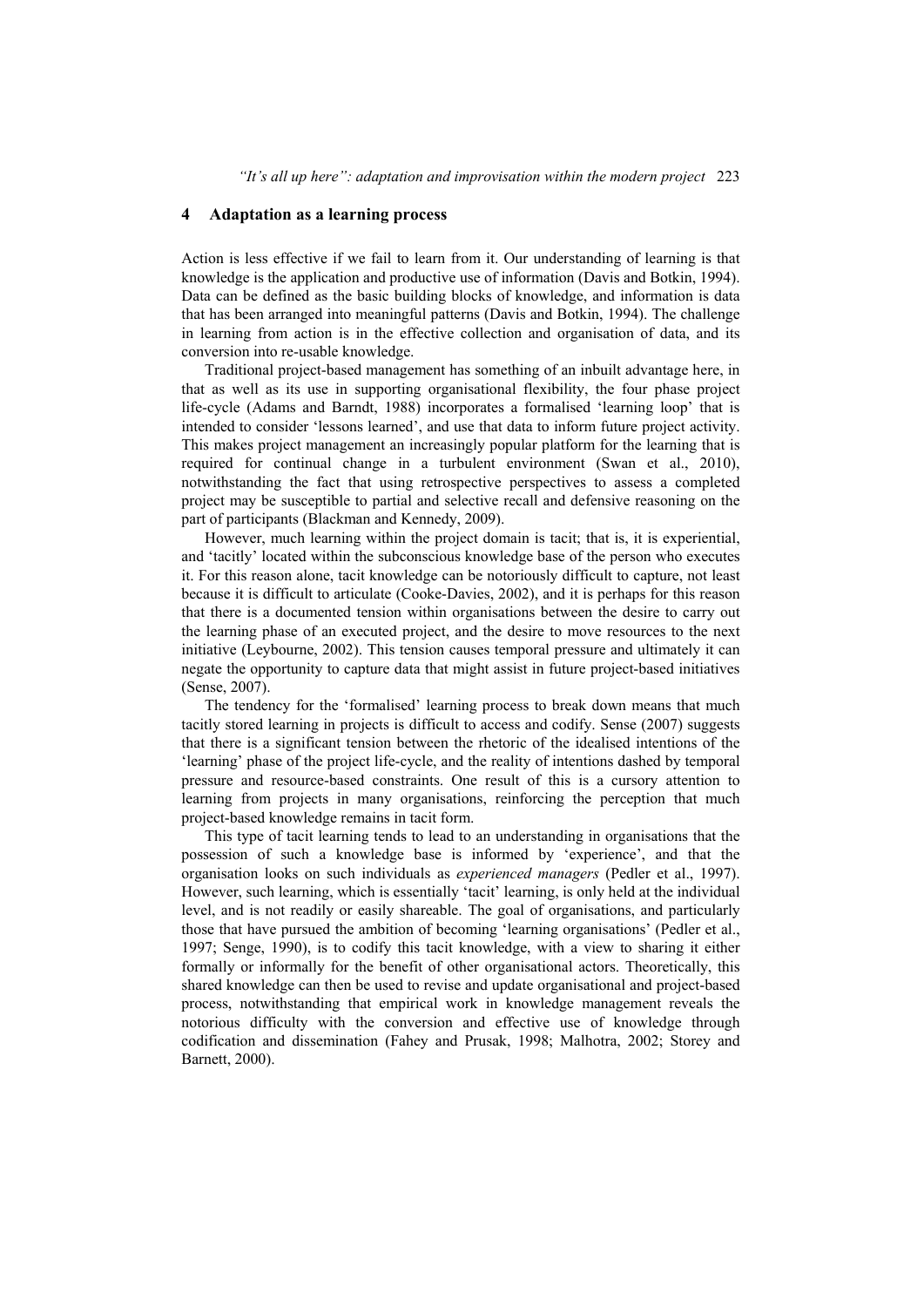## 4 Adaptation as a learning process

Action is less effective if we fail to learn from it. Our understanding of learning is that knowledge is the application and productive use of information (Davis and Botkin, 1994). Data can be defined as the basic building blocks of knowledge, and information is data that has been arranged into meaningful patterns (Davis and Botkin, 1994). The challenge in learning from action is in the effective collection and organisation of data, and its conversion into re-usable knowledge.

Traditional project-based management has something of an inbuilt advantage here, in that as well as its use in supporting organisational flexibility, the four phase project life-cycle (Adams and Barndt, 1988) incorporates a formalised 'learning loop' that is intended to consider 'lessons learned', and use that data to inform future project activity. This makes project management an increasingly popular platform for the learning that is required for continual change in a turbulent environment (Swan et al., 2010), notwithstanding the fact that using retrospective perspectives to assess a completed project may be susceptible to partial and selective recall and defensive reasoning on the part of participants (Blackman and Kennedy, 2009).

However, much learning within the project domain is tacit; that is, it is experiential, and 'tacitly' located within the subconscious knowledge base of the person who executes it. For this reason alone, tacit knowledge can be notoriously difficult to capture, not least because it is difficult to articulate (Cooke-Davies, 2002), and it is perhaps for this reason that there is a documented tension within organisations between the desire to carry out the learning phase of an executed project, and the desire to move resources to the next initiative (Leybourne, 2002). This tension causes temporal pressure and ultimately it can negate the opportunity to capture data that might assist in future project-based initiatives (Sense, 2007).

The tendency for the 'formalised' learning process to break down means that much tacitly stored learning in projects is difficult to access and codify. Sense (2007) suggests that there is a significant tension between the rhetoric of the idealised intentions of the 'learning' phase of the project life-cycle, and the reality of intentions dashed by temporal pressure and resource-based constraints. One result of this is a cursory attention to learning from projects in many organisations, reinforcing the perception that much project-based knowledge remains in tacit form.

This type of tacit learning tends to lead to an understanding in organisations that the possession of such a knowledge base is informed by 'experience', and that the organisation looks on such individuals as *experienced managers* (Pedler et al., 1997). However, such learning, which is essentially 'tacit' learning, is only held at the individual level, and is not readily or easily shareable. The goal of organisations, and particularly those that have pursued the ambition of becoming 'learning organisations' (Pedler et al., 1997; Senge, 1990), is to codify this tacit knowledge, with a view to sharing it either formally or informally for the benefit of other organisational actors. Theoretically, this shared knowledge can then be used to revise and update organisational and project-based process, notwithstanding that empirical work in knowledge management reveals the notorious difficulty with the conversion and effective use of knowledge through codification and dissemination (Fahey and Prusak, 1998; Malhotra, 2002; Storey and Barnett, 2000).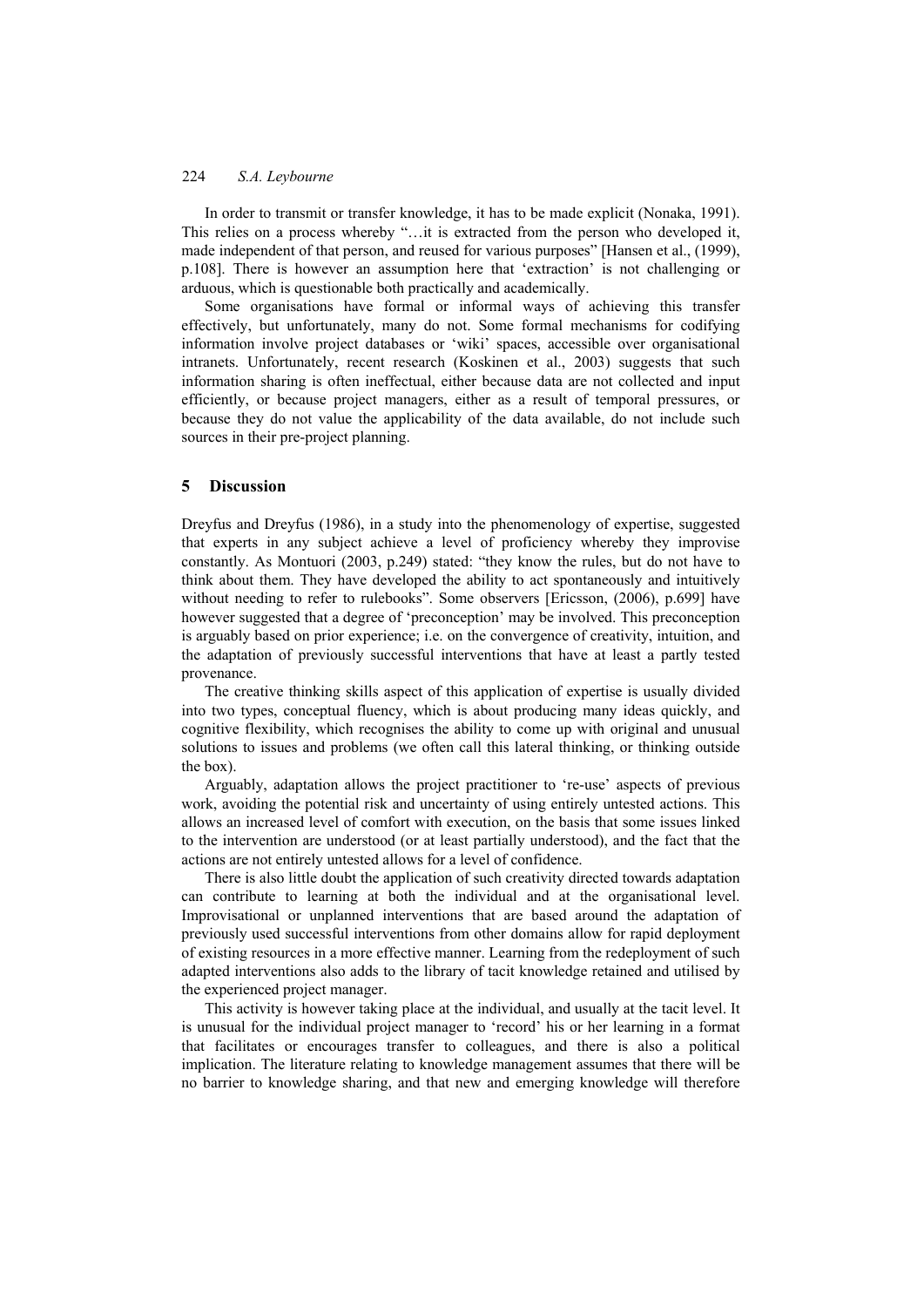In order to transmit or transfer knowledge, it has to be made explicit (Nonaka, 1991). This relies on a process whereby "…it is extracted from the person who developed it, made independent of that person, and reused for various purposes" [Hansen et al., (1999), p.108]. There is however an assumption here that 'extraction' is not challenging or arduous, which is questionable both practically and academically.

Some organisations have formal or informal ways of achieving this transfer effectively, but unfortunately, many do not. Some formal mechanisms for codifying information involve project databases or 'wiki' spaces, accessible over organisational intranets. Unfortunately, recent research (Koskinen et al., 2003) suggests that such information sharing is often ineffectual, either because data are not collected and input efficiently, or because project managers, either as a result of temporal pressures, or because they do not value the applicability of the data available, do not include such sources in their pre-project planning.

## 5 Discussion

Dreyfus and Dreyfus (1986), in a study into the phenomenology of expertise, suggested that experts in any subject achieve a level of proficiency whereby they improvise constantly. As Montuori (2003, p.249) stated: "they know the rules, but do not have to think about them. They have developed the ability to act spontaneously and intuitively without needing to refer to rulebooks". Some observers [Ericsson, (2006), p.699] have however suggested that a degree of 'preconception' may be involved. This preconception is arguably based on prior experience; i.e. on the convergence of creativity, intuition, and the adaptation of previously successful interventions that have at least a partly tested provenance.

The creative thinking skills aspect of this application of expertise is usually divided into two types, conceptual fluency, which is about producing many ideas quickly, and cognitive flexibility, which recognises the ability to come up with original and unusual solutions to issues and problems (we often call this lateral thinking, or thinking outside the box).

Arguably, adaptation allows the project practitioner to 're-use' aspects of previous work, avoiding the potential risk and uncertainty of using entirely untested actions. This allows an increased level of comfort with execution, on the basis that some issues linked to the intervention are understood (or at least partially understood), and the fact that the actions are not entirely untested allows for a level of confidence.

There is also little doubt the application of such creativity directed towards adaptation can contribute to learning at both the individual and at the organisational level. Improvisational or unplanned interventions that are based around the adaptation of previously used successful interventions from other domains allow for rapid deployment of existing resources in a more effective manner. Learning from the redeployment of such adapted interventions also adds to the library of tacit knowledge retained and utilised by the experienced project manager.

This activity is however taking place at the individual, and usually at the tacit level. It is unusual for the individual project manager to 'record' his or her learning in a format that facilitates or encourages transfer to colleagues, and there is also a political implication. The literature relating to knowledge management assumes that there will be no barrier to knowledge sharing, and that new and emerging knowledge will therefore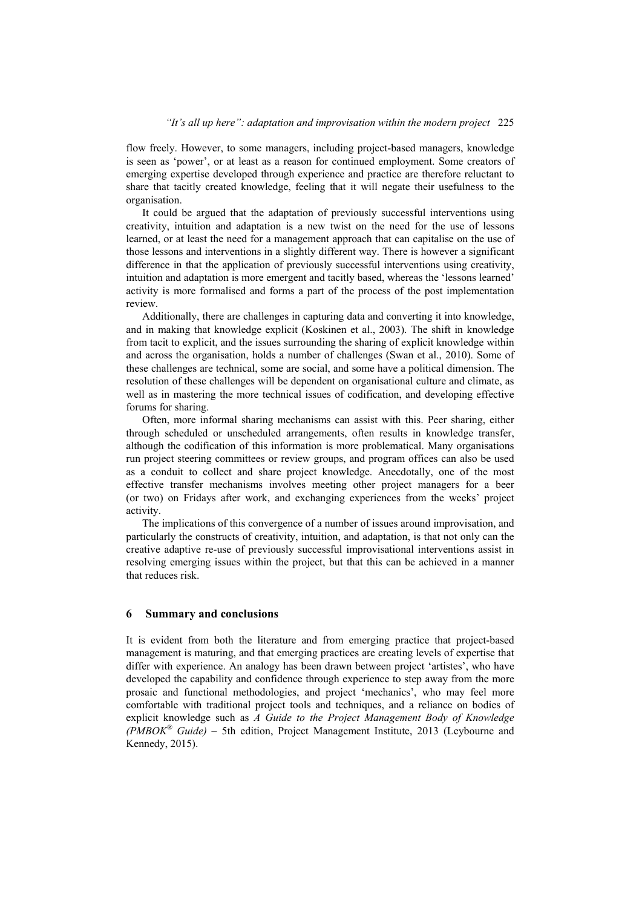flow freely. However, to some managers, including project-based managers, knowledge is seen as 'power', or at least as a reason for continued employment. Some creators of emerging expertise developed through experience and practice are therefore reluctant to share that tacitly created knowledge, feeling that it will negate their usefulness to the organisation.

It could be argued that the adaptation of previously successful interventions using creativity, intuition and adaptation is a new twist on the need for the use of lessons learned, or at least the need for a management approach that can capitalise on the use of those lessons and interventions in a slightly different way. There is however a significant difference in that the application of previously successful interventions using creativity, intuition and adaptation is more emergent and tacitly based, whereas the 'lessons learned' activity is more formalised and forms a part of the process of the post implementation review.

Additionally, there are challenges in capturing data and converting it into knowledge, and in making that knowledge explicit (Koskinen et al., 2003). The shift in knowledge from tacit to explicit, and the issues surrounding the sharing of explicit knowledge within and across the organisation, holds a number of challenges (Swan et al., 2010). Some of these challenges are technical, some are social, and some have a political dimension. The resolution of these challenges will be dependent on organisational culture and climate, as well as in mastering the more technical issues of codification, and developing effective forums for sharing.

Often, more informal sharing mechanisms can assist with this. Peer sharing, either through scheduled or unscheduled arrangements, often results in knowledge transfer, although the codification of this information is more problematical. Many organisations run project steering committees or review groups, and program offices can also be used as a conduit to collect and share project knowledge. Anecdotally, one of the most effective transfer mechanisms involves meeting other project managers for a beer (or two) on Fridays after work, and exchanging experiences from the weeks' project activity.

The implications of this convergence of a number of issues around improvisation, and particularly the constructs of creativity, intuition, and adaptation, is that not only can the creative adaptive re-use of previously successful improvisational interventions assist in resolving emerging issues within the project, but that this can be achieved in a manner that reduces risk.

## 6 Summary and conclusions

It is evident from both the literature and from emerging practice that project-based management is maturing, and that emerging practices are creating levels of expertise that differ with experience. An analogy has been drawn between project 'artistes', who have developed the capability and confidence through experience to step away from the more prosaic and functional methodologies, and project 'mechanics', who may feel more comfortable with traditional project tools and techniques, and a reliance on bodies of explicit knowledge such as *A Guide to the Project Management Body of Knowledge (PMBOK® Guide)* – 5th edition, Project Management Institute, 2013 (Leybourne and Kennedy, 2015).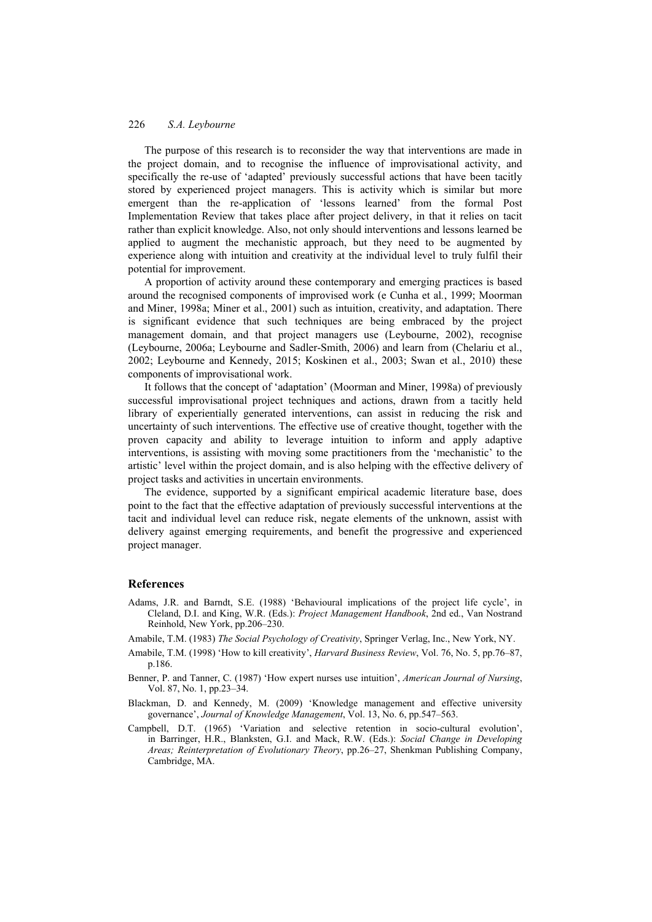The purpose of this research is to reconsider the way that interventions are made in the project domain, and to recognise the influence of improvisational activity, and specifically the re-use of 'adapted' previously successful actions that have been tacitly stored by experienced project managers. This is activity which is similar but more emergent than the re-application of 'lessons learned' from the formal Post Implementation Review that takes place after project delivery, in that it relies on tacit rather than explicit knowledge. Also, not only should interventions and lessons learned be applied to augment the mechanistic approach, but they need to be augmented by experience along with intuition and creativity at the individual level to truly fulfil their potential for improvement.

A proportion of activity around these contemporary and emerging practices is based around the recognised components of improvised work (e Cunha et al., 1999; Moorman and Miner, 1998a; Miner et al., 2001) such as intuition, creativity, and adaptation. There is significant evidence that such techniques are being embraced by the project management domain, and that project managers use (Leybourne, 2002), recognise (Leybourne, 2006a; Leybourne and Sadler-Smith, 2006) and learn from (Chelariu et al., 2002; Leybourne and Kennedy, 2015; Koskinen et al., 2003; Swan et al., 2010) these components of improvisational work.

It follows that the concept of 'adaptation' (Moorman and Miner, 1998a) of previously successful improvisational project techniques and actions, drawn from a tacitly held library of experientially generated interventions, can assist in reducing the risk and uncertainty of such interventions. The effective use of creative thought, together with the proven capacity and ability to leverage intuition to inform and apply adaptive interventions, is assisting with moving some practitioners from the 'mechanistic' to the artistic' level within the project domain, and is also helping with the effective delivery of project tasks and activities in uncertain environments.

The evidence, supported by a significant empirical academic literature base, does point to the fact that the effective adaptation of previously successful interventions at the tacit and individual level can reduce risk, negate elements of the unknown, assist with delivery against emerging requirements, and benefit the progressive and experienced project manager.

## References

Adams, J.R. and Barndt, S.E. (1988) 'Behavioural implications of the project life cycle', in Cleland, D.I. and King, W.R. (Eds.): *Project Management Handbook*, 2nd ed., Van Nostrand Reinhold, New York, pp.206–230.

Amabile, T.M. (1983) *The Social Psychology of Creativity*, Springer Verlag, Inc., New York, NY.

Amabile, T.M. (1998) 'How to kill creativity', *Harvard Business Review*, Vol. 76, No. 5, pp.76–87, p.186.

Benner, P. and Tanner, C. (1987) 'How expert nurses use intuition', *American Journal of Nursing*, Vol. 87, No. 1, pp.23–34.

Blackman, D. and Kennedy, M. (2009) 'Knowledge management and effective university governance', *Journal of Knowledge Management*, Vol. 13, No. 6, pp.547–563.

Campbell, D.T. (1965) 'Variation and selective retention in socio-cultural evolution', in Barringer, H.R., Blanksten, G.I. and Mack, R.W. (Eds.): *Social Change in Developing Areas; Reinterpretation of Evolutionary Theory*, pp.26–27, Shenkman Publishing Company, Cambridge, MA.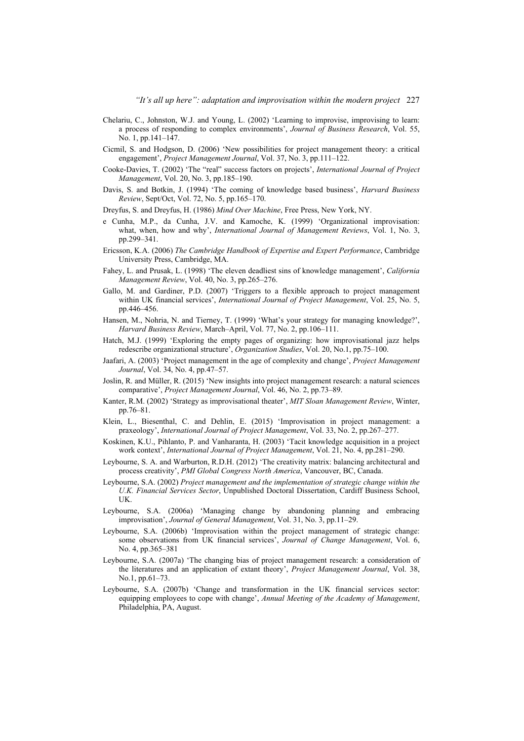Chelariu, C., Johnston, W.J. and Young, L. (2002) 'Learning to improvise, improvising to learn: a process of responding to complex environments', *Journal of Business Research*, Vol. 55, No. 1, pp.141–147.

Cicmil, S. and Hodgson, D. (2006) 'New possibilities for project management theory: a critical engagement', *Project Management Journal*, Vol. 37, No. 3, pp.111–122.

Cooke-Davies, T. (2002) 'The "real" success factors on projects', *International Journal of Project Management*, Vol. 20, No. 3, pp.185–190.

Davis, S. and Botkin, J. (1994) 'The coming of knowledge based business', *Harvard Business Review*, Sept/Oct, Vol. 72, No. 5, pp.165–170.

Dreyfus, S. and Dreyfus, H. (1986) *Mind Over Machine*, Free Press, New York, NY.

e Cunha, M.P., da Cunha, J.V. and Kamoche, K. (1999) 'Organizational improvisation: what, when, how and why', *International Journal of Management Reviews*, Vol. 1, No. 3, pp.299–341.

Ericsson, K.A. (2006) *The Cambridge Handbook of Expertise and Expert Performance*, Cambridge University Press, Cambridge, MA.

Fahey, L. and Prusak, L. (1998) 'The eleven deadliest sins of knowledge management', *California Management Review*, Vol. 40, No. 3, pp.265–276.

Gallo, M. and Gardiner, P.D. (2007) 'Triggers to a flexible approach to project management within UK financial services', *International Journal of Project Management*, Vol. 25, No. 5, pp.446–456.

Hansen, M., Nohria, N. and Tierney, T. (1999) 'What's your strategy for managing knowledge?', *Harvard Business Review*, March–April, Vol. 77, No. 2, pp.106–111.

Hatch, M.J. (1999) 'Exploring the empty pages of organizing: how improvisational jazz helps redescribe organizational structure', *Organization Studies*, Vol. 20, No.1, pp.75–100.

Jaafari, A. (2003) 'Project management in the age of complexity and change', *Project Management Journal*, Vol. 34, No. 4, pp.47–57.

Joslin, R. and Müller, R. (2015) 'New insights into project management research: a natural sciences comparative', *Project Management Journal*, Vol. 46, No. 2, pp.73–89.

Kanter, R.M. (2002) 'Strategy as improvisational theater', *MIT Sloan Management Review*, Winter, pp.76–81.

Klein, L., Biesenthal, C. and Dehlin, E. (2015) 'Improvisation in project management: a praxeology', *International Journal of Project Management*, Vol. 33, No. 2, pp.267–277.

Koskinen, K.U., Pihlanto, P. and Vanharanta, H. (2003) 'Tacit knowledge acquisition in a project work context', *International Journal of Project Management*, Vol. 21, No. 4, pp.281–290.

Leybourne, S. A. and Warburton, R.D.H. (2012) 'The creativity matrix: balancing architectural and process creativity', *PMI Global Congress North America*, Vancouver, BC, Canada.

Leybourne, S.A. (2002) *Project management and the implementation of strategic change within the U.K. Financial Services Sector*, Unpublished Doctoral Dissertation, Cardiff Business School, UK.

Leybourne, S.A. (2006a) 'Managing change by abandoning planning and embracing improvisation', *Journal of General Management*, Vol. 31, No. 3, pp.11–29.

Leybourne, S.A. (2006b) 'Improvisation within the project management of strategic change: some observations from UK financial services', *Journal of Change Management*, Vol. 6, No. 4, pp.365–381

Leybourne, S.A. (2007a) 'The changing bias of project management research: a consideration of the literatures and an application of extant theory', *Project Management Journal*, Vol. 38, No.1, pp.61–73.

Leybourne, S.A. (2007b) 'Change and transformation in the UK financial services sector: equipping employees to cope with change', *Annual Meeting of the Academy of Management*, Philadelphia, PA, August.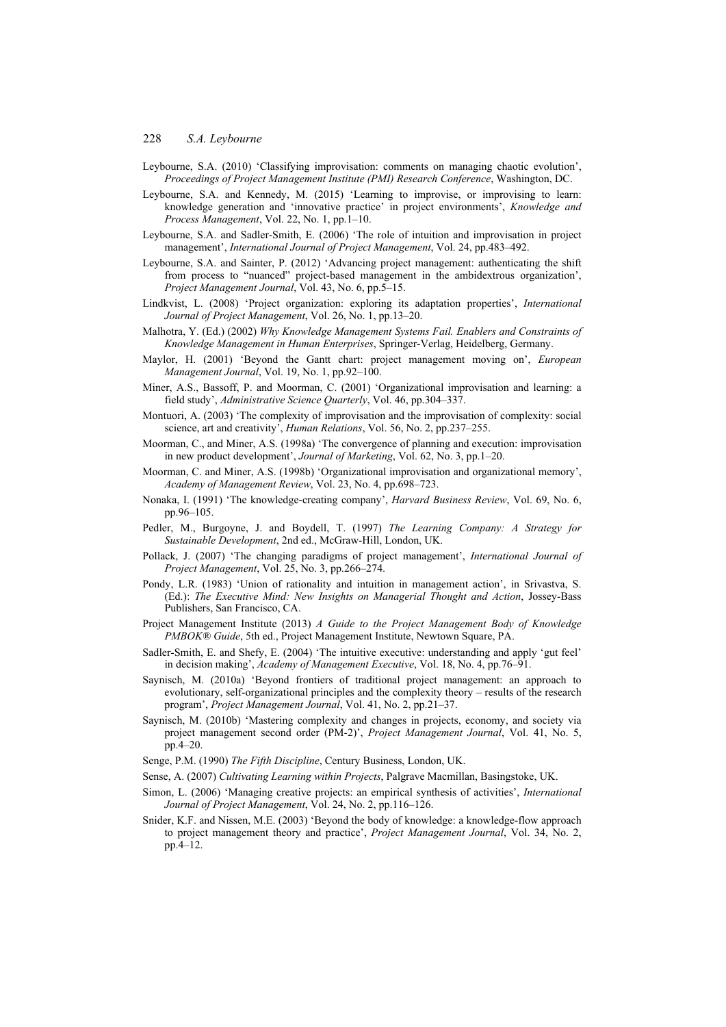Leybourne, S.A. (2010) 'Classifying improvisation: comments on managing chaotic evolution', *Proceedings of Project Management Institute (PMI) Research Conference*, Washington, DC.

Leybourne, S.A. and Kennedy, M. (2015) 'Learning to improvise, or improvising to learn: knowledge generation and 'innovative practice' in project environments', *Knowledge and Process Management*, Vol. 22, No. 1, pp.1–10.

Leybourne, S.A. and Sadler-Smith, E. (2006) 'The role of intuition and improvisation in project management', *International Journal of Project Management*, Vol. 24, pp.483–492.

Leybourne, S.A. and Sainter, P. (2012) 'Advancing project management: authenticating the shift from process to "nuanced" project-based management in the ambidextrous organization', *Project Management Journal*, Vol. 43, No. 6, pp.5–15.

Lindkvist, L. (2008) 'Project organization: exploring its adaptation properties', *International Journal of Project Management*, Vol. 26, No. 1, pp.13–20.

Malhotra, Y. (Ed.) (2002) *Why Knowledge Management Systems Fail. Enablers and Constraints of Knowledge Management in Human Enterprises*, Springer-Verlag, Heidelberg, Germany.

Maylor, H. (2001) 'Beyond the Gantt chart: project management moving on', *European Management Journal*, Vol. 19, No. 1, pp.92–100.

Miner, A.S., Bassoff, P. and Moorman, C. (2001) 'Organizational improvisation and learning: a field study', *Administrative Science Quarterly*, Vol. 46, pp.304–337.

Montuori, A. (2003) 'The complexity of improvisation and the improvisation of complexity: social science, art and creativity', *Human Relations*, Vol. 56, No. 2, pp.237–255.

Moorman, C., and Miner, A.S. (1998a) 'The convergence of planning and execution: improvisation in new product development', *Journal of Marketing*, Vol. 62, No. 3, pp.1–20.

Moorman, C. and Miner, A.S. (1998b) 'Organizational improvisation and organizational memory', *Academy of Management Review*, Vol. 23, No. 4, pp.698–723.

Nonaka, I. (1991) 'The knowledge-creating company', *Harvard Business Review*, Vol. 69, No. 6, pp.96–105.

Pedler, M., Burgoyne, J. and Boydell, T. (1997) *The Learning Company: A Strategy for Sustainable Development*, 2nd ed., McGraw-Hill, London, UK.

Pollack, J. (2007) 'The changing paradigms of project management', *International Journal of Project Management*, Vol. 25, No. 3, pp.266–274.

Pondy, L.R. (1983) 'Union of rationality and intuition in management action', in Srivastva, S. (Ed.): *The Executive Mind: New Insights on Managerial Thought and Action*, Jossey-Bass Publishers, San Francisco, CA.

Project Management Institute (2013) *A Guide to the Project Management Body of Knowledge PMBOK® Guide*, 5th ed., Project Management Institute, Newtown Square, PA.

Sadler-Smith, E. and Shefy, E. (2004) 'The intuitive executive: understanding and apply 'gut feel' in decision making', *Academy of Management Executive*, Vol. 18, No. 4, pp.76–91.

Saynisch, M. (2010a) 'Beyond frontiers of traditional project management: an approach to evolutionary, self-organizational principles and the complexity theory – results of the research program', *Project Management Journal*, Vol. 41, No. 2, pp.21–37.

Saynisch, M. (2010b) 'Mastering complexity and changes in projects, economy, and society via project management second order (PM-2)', *Project Management Journal*, Vol. 41, No. 5, pp.4–20.

Senge, P.M. (1990) *The Fifth Discipline*, Century Business, London, UK.

Sense, A. (2007) *Cultivating Learning within Projects*, Palgrave Macmillan, Basingstoke, UK.

Simon, L. (2006) 'Managing creative projects: an empirical synthesis of activities', *International Journal of Project Management*, Vol. 24, No. 2, pp.116–126.

Snider, K.F. and Nissen, M.E. (2003) 'Beyond the body of knowledge: a knowledge-flow approach to project management theory and practice', *Project Management Journal*, Vol. 34, No. 2, pp.4–12.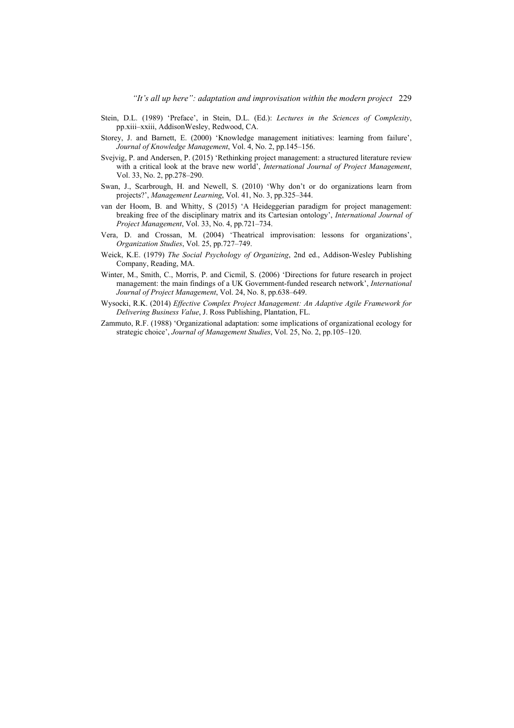Stein, D.L. (1989) 'Preface', in Stein, D.L. (Ed.): *Lectures in the Sciences of Complexity*, pp.xiii–xxiii, AddisonWesley, Redwood, CA.

Storey, J. and Barnett, E. (2000) 'Knowledge management initiatives: learning from failure', *Journal of Knowledge Management*, Vol. 4, No. 2, pp.145–156.

Svejvig, P. and Andersen, P. (2015) 'Rethinking project management: a structured literature review with a critical look at the brave new world', *International Journal of Project Management*, Vol. 33, No. 2, pp.278–290.

Swan, J., Scarbrough, H. and Newell, S. (2010) 'Why don't or do organizations learn from projects?', *Management Learning*, Vol. 41, No. 3, pp.325–344.

van der Hoom, B. and Whitty, S (2015) 'A Heideggerian paradigm for project management: breaking free of the disciplinary matrix and its Cartesian ontology', *International Journal of Project Management*, Vol. 33, No. 4, pp.721–734.

Vera, D. and Crossan, M. (2004) 'Theatrical improvisation: lessons for organizations', *Organization Studies*, Vol. 25, pp.727–749.

Weick, K.E. (1979) *The Social Psychology of Organizing*, 2nd ed., Addison-Wesley Publishing Company, Reading, MA.

Winter, M., Smith, C., Morris, P. and Cicmil, S. (2006) 'Directions for future research in project management: the main findings of a UK Government-funded research network', *International Journal of Project Management*, Vol. 24, No. 8, pp.638–649.

Wysocki, R.K. (2014) *Effective Complex Project Management: An Adaptive Agile Framework for Delivering Business Value*, J. Ross Publishing, Plantation, FL.

Zammuto, R.F. (1988) 'Organizational adaptation: some implications of organizational ecology for strategic choice', *Journal of Management Studies*, Vol. 25, No. 2, pp.105–120.